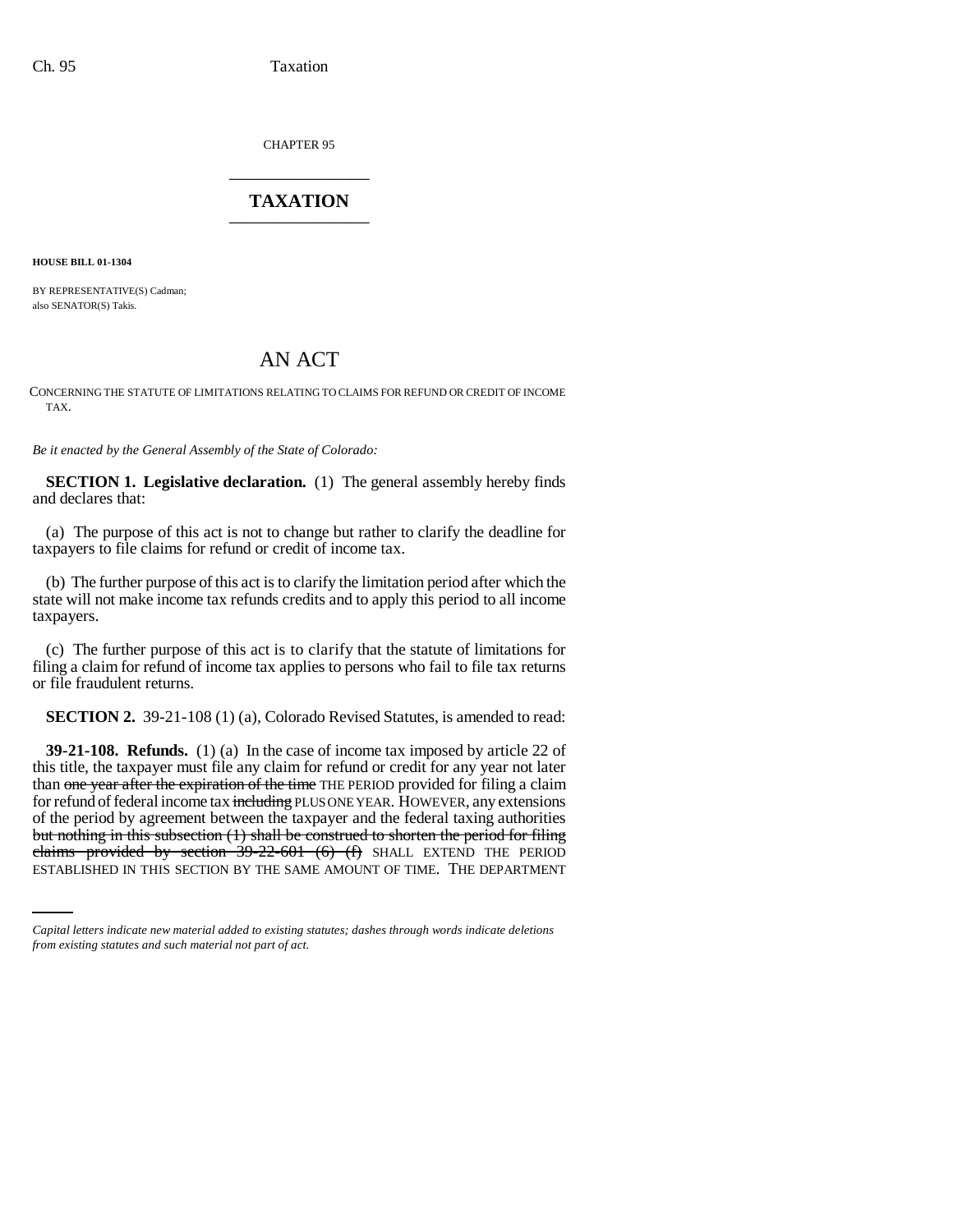CHAPTER 95

# TAXATION

**HOUSE BILL 01-1304**

BY REPRESENTATIVE(S) Cadman;
also SENATOR(S) Takis.

## AN ACT

CONCERNING THE STATUTE OF LIMITATIONS RELATING TO CLAIMS FOR REFUND OR CREDIT OF INCOME TAX.

*Be it enacted by the General Assembly of the State of Colorado:*

**SECTION 1. Legislative declaration.** (1) The general assembly hereby finds and declares that:

(a) The purpose of this act is not to change but rather to clarify the deadline for taxpayers to file claims for refund or credit of income tax.

(b) The further purpose of this act is to clarify the limitation period after which the state will not make income tax refunds credits and to apply this period to all income taxpayers.

(c) The further purpose of this act is to clarify that the statute of limitations for filing a claim for refund of income tax applies to persons who fail to file tax returns or file fraudulent returns.

**SECTION 2.** 39-21-108 (1) (a), Colorado Revised Statutes, is amended to read:

**39-21-108. Refunds.** (1) (a) In the case of income tax imposed by article 22 of this title, the taxpayer must file any claim for refund or credit for any year not later than ~~one year after the expiration of the time~~ THE PERIOD provided for filing a claim for refund of federal income tax ~~including~~ PLUS ONE YEAR. HOWEVER, any extensions of the period by agreement between the taxpayer and the federal taxing authorities ~~but nothing in this subsection (1) shall be construed to shorten the period for filing claims provided by section 39-22-601 (6) (f)~~ SHALL EXTEND THE PERIOD ESTABLISHED IN THIS SECTION BY THE SAME AMOUNT OF TIME. THE DEPARTMENT

*Capital letters indicate new material added to existing statutes; dashes through words indicate deletions from existing statutes and such material not part of act.*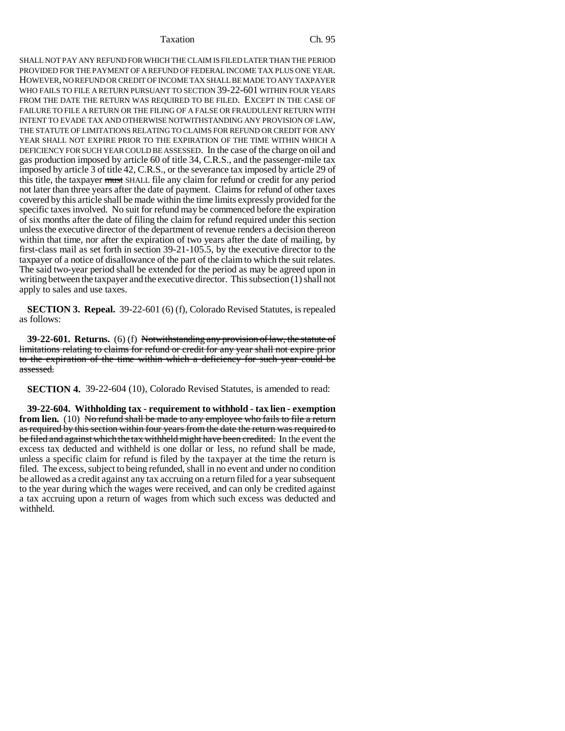SHALL NOT PAY ANY REFUND FOR WHICH THE CLAIM IS FILED LATER THAN THE PERIOD PROVIDED FOR THE PAYMENT OF A REFUND OF FEDERAL INCOME TAX PLUS ONE YEAR. HOWEVER, NO REFUND OR CREDIT OF INCOME TAX SHALL BE MADE TO ANY TAXPAYER WHO FAILS TO FILE A RETURN PURSUANT TO SECTION 39-22-601 WITHIN FOUR YEARS FROM THE DATE THE RETURN WAS REQUIRED TO BE FILED. EXCEPT IN THE CASE OF FAILURE TO FILE A RETURN OR THE FILING OF A FALSE OR FRAUDULENT RETURN WITH INTENT TO EVADE TAX AND OTHERWISE NOTWITHSTANDING ANY PROVISION OF LAW, THE STATUTE OF LIMITATIONS RELATING TO CLAIMS FOR REFUND OR CREDIT FOR ANY YEAR SHALL NOT EXPIRE PRIOR TO THE EXPIRATION OF THE TIME WITHIN WHICH A DEFICIENCY FOR SUCH YEAR COULD BE ASSESSED. In the case of the charge on oil and gas production imposed by article 60 of title 34, C.R.S., and the passenger-mile tax imposed by article 3 of title 42, C.R.S., or the severance tax imposed by article 29 of this title, the taxpayer ~~must~~ SHALL file any claim for refund or credit for any period not later than three years after the date of payment. Claims for refund of other taxes covered by this article shall be made within the time limits expressly provided for the specific taxes involved. No suit for refund may be commenced before the expiration of six months after the date of filing the claim for refund required under this section unless the executive director of the department of revenue renders a decision thereon within that time, nor after the expiration of two years after the date of mailing, by first-class mail as set forth in section 39-21-105.5, by the executive director to the taxpayer of a notice of disallowance of the part of the claim to which the suit relates. The said two-year period shall be extended for the period as may be agreed upon in writing between the taxpayer and the executive director. This subsection (1) shall not apply to sales and use taxes.

**SECTION 3. Repeal.** 39-22-601 (6) (f), Colorado Revised Statutes, is repealed as follows:

**39-22-601. Returns.** (6) (f) ~~Notwithstanding any provision of law, the statute of limitations relating to claims for refund or credit for any year shall not expire prior to the expiration of the time within which a deficiency for such year could be assessed.~~

**SECTION 4.** 39-22-604 (10), Colorado Revised Statutes, is amended to read:

**39-22-604. Withholding tax - requirement to withhold - tax lien - exemption from lien.** (10) ~~No refund shall be made to any employee who fails to file a return as required by this section within four years from the date the return was required to be filed and against which the tax withheld might have been credited.~~ In the event the excess tax deducted and withheld is one dollar or less, no refund shall be made, unless a specific claim for refund is filed by the taxpayer at the time the return is filed. The excess, subject to being refunded, shall in no event and under no condition be allowed as a credit against any tax accruing on a return filed for a year subsequent to the year during which the wages were received, and can only be credited against a tax accruing upon a return of wages from which such excess was deducted and withheld.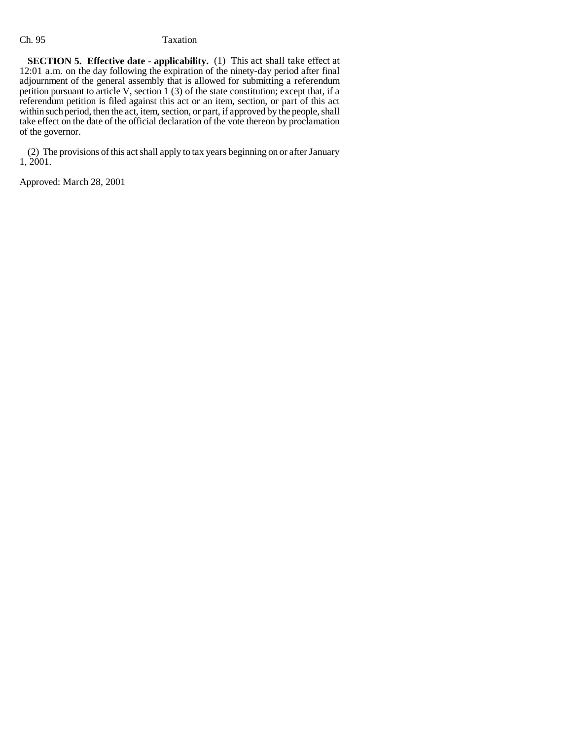**SECTION 5. Effective date - applicability.** (1) This act shall take effect at 12:01 a.m. on the day following the expiration of the ninety-day period after final adjournment of the general assembly that is allowed for submitting a referendum petition pursuant to article V, section 1 (3) of the state constitution; except that, if a referendum petition is filed against this act or an item, section, or part of this act within such period, then the act, item, section, or part, if approved by the people, shall take effect on the date of the official declaration of the vote thereon by proclamation of the governor.

(2) The provisions of this act shall apply to tax years beginning on or after January 1, 2001.

Approved: March 28, 2001